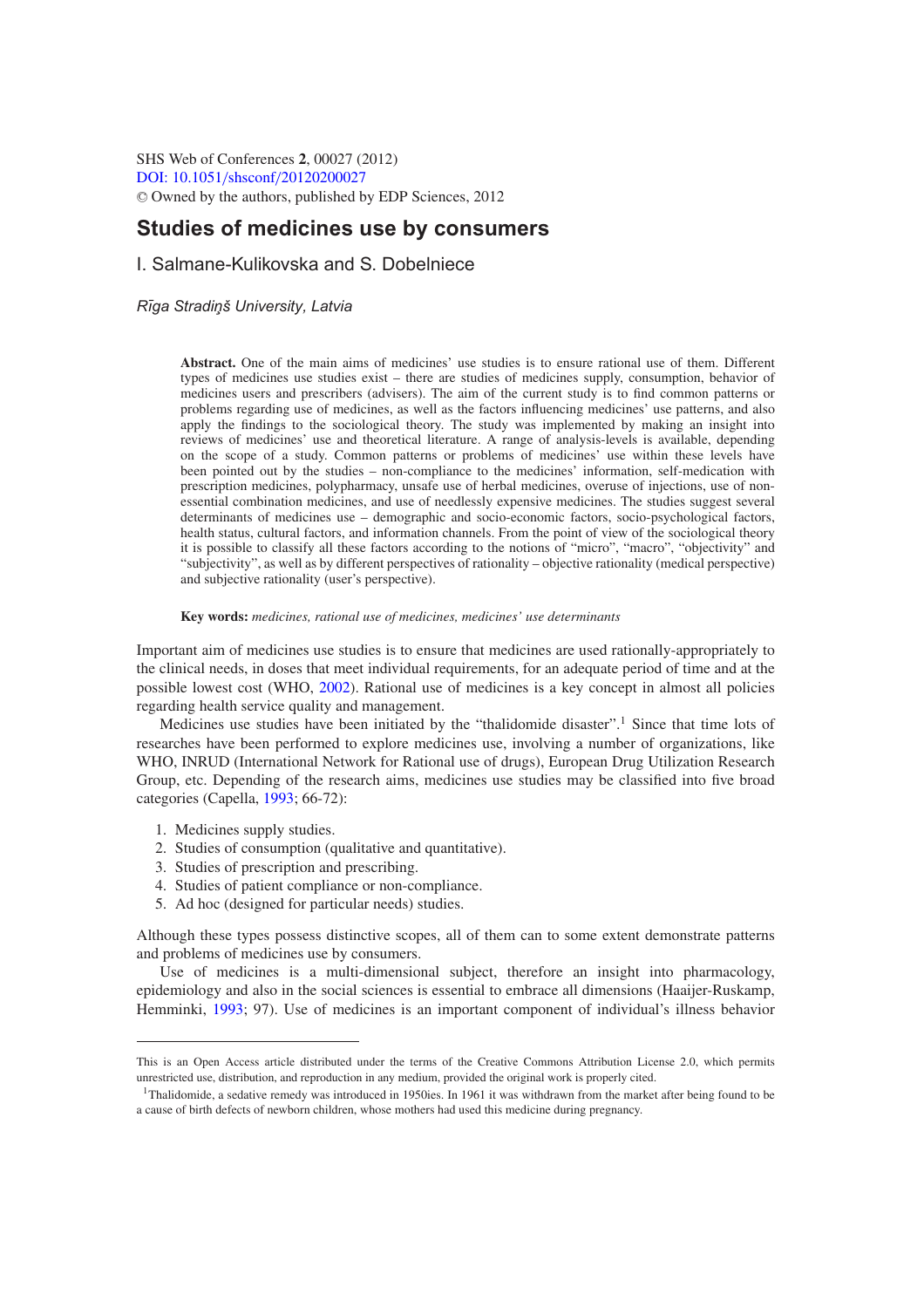SHS Web of Conferences **2**, 00027 (2012)
DOI: 10.1051/shsconf/20120200027
© Owned by the authors, published by EDP Sciences, 2012

# Studies of medicines use by consumers

I. Salmane-Kulikovska and S. Dobelniece

*Rīga Stradiņš University, Latvia*

**Abstract.** One of the main aims of medicines' use studies is to ensure rational use of them. Different types of medicines use studies exist – there are studies of medicines supply, consumption, behavior of medicines users and prescribers (advisers). The aim of the current study is to find common patterns or problems regarding use of medicines, as well as the factors influencing medicines' use patterns, and also apply the findings to the sociological theory. The study was implemented by making an insight into reviews of medicines' use and theoretical literature. A range of analysis-levels is available, depending on the scope of a study. Common patterns or problems of medicines' use within these levels have been pointed out by the studies – non-compliance to the medicines' information, self-medication with prescription medicines, polypharmacy, unsafe use of herbal medicines, overuse of injections, use of non-essential combination medicines, and use of needlessly expensive medicines. The studies suggest several determinants of medicines use – demographic and socio-economic factors, socio-psychological factors, health status, cultural factors, and information channels. From the point of view of the sociological theory it is possible to classify all these factors according to the notions of "micro", "macro", "objectivity" and "subjectivity", as well as by different perspectives of rationality – objective rationality (medical perspective) and subjective rationality (user's perspective).

**Key words:** *medicines, rational use of medicines, medicines' use determinants*

Important aim of medicines use studies is to ensure that medicines are used rationally-appropriately to the clinical needs, in doses that meet individual requirements, for an adequate period of time and at the possible lowest cost (WHO, 2002). Rational use of medicines is a key concept in almost all policies regarding health service quality and management.

Medicines use studies have been initiated by the "thalidomide disaster".[1] Since that time lots of researches have been performed to explore medicines use, involving a number of organizations, like WHO, INRUD (International Network for Rational use of drugs), European Drug Utilization Research Group, etc. Depending of the research aims, medicines use studies may be classified into five broad categories (Capella, 1993; 66-72):

1. Medicines supply studies.
2. Studies of consumption (qualitative and quantitative).
3. Studies of prescription and prescribing.
4. Studies of patient compliance or non-compliance.
5. Ad hoc (designed for particular needs) studies.

Although these types possess distinctive scopes, all of them can to some extent demonstrate patterns and problems of medicines use by consumers.

Use of medicines is a multi-dimensional subject, therefore an insight into pharmacology, epidemiology and also in the social sciences is essential to embrace all dimensions (Haaijer-Ruskamp, Hemminki, 1993; 97). Use of medicines is an important component of individual's illness behavior

---

This is an Open Access article distributed under the terms of the Creative Commons Attribution License 2.0, which permits unrestricted use, distribution, and reproduction in any medium, provided the original work is properly cited.

[1] Thalidomide, a sedative remedy was introduced in 1950ies. In 1961 it was withdrawn from the market after being found to be a cause of birth defects of newborn children, whose mothers had used this medicine during pregnancy.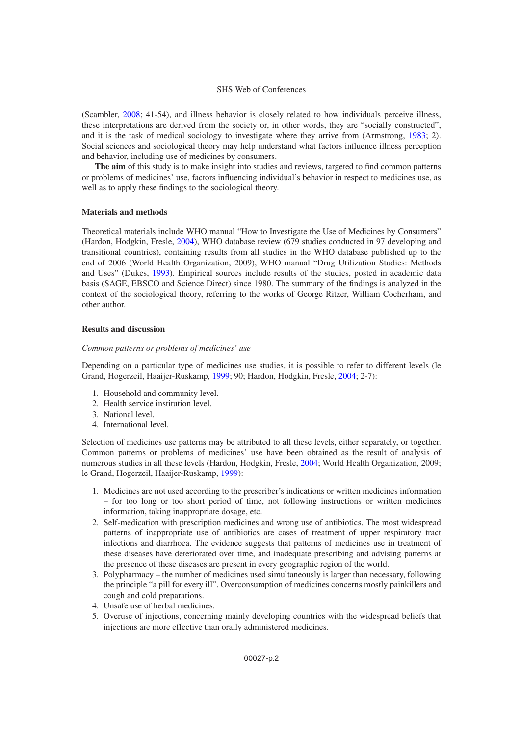(Scambler, 2008; 41-54), and illness behavior is closely related to how individuals perceive illness, these interpretations are derived from the society or, in other words, they are "socially constructed", and it is the task of medical sociology to investigate where they arrive from (Armstrong, 1983; 2). Social sciences and sociological theory may help understand what factors influence illness perception and behavior, including use of medicines by consumers.

**The aim** of this study is to make insight into studies and reviews, targeted to find common patterns or problems of medicines' use, factors influencing individual's behavior in respect to medicines use, as well as to apply these findings to the sociological theory.

### Materials and methods

Theoretical materials include WHO manual "How to Investigate the Use of Medicines by Consumers" (Hardon, Hodgkin, Fresle, 2004), WHO database review (679 studies conducted in 97 developing and transitional countries), containing results from all studies in the WHO database published up to the end of 2006 (World Health Organization, 2009), WHO manual "Drug Utilization Studies: Methods and Uses" (Dukes, 1993). Empirical sources include results of the studies, posted in academic data basis (SAGE, EBSCO and Science Direct) since 1980. The summary of the findings is analyzed in the context of the sociological theory, referring to the works of George Ritzer, William Cocherham, and other author.

### Results and discussion

*Common patterns or problems of medicines' use*

Depending on a particular type of medicines use studies, it is possible to refer to different levels (le Grand, Hogerzeil, Haaijer-Ruskamp, 1999; 90; Hardon, Hodgkin, Fresle, 2004; 2-7):

1. Household and community level.
2. Health service institution level.
3. National level.
4. International level.

Selection of medicines use patterns may be attributed to all these levels, either separately, or together. Common patterns or problems of medicines' use have been obtained as the result of analysis of numerous studies in all these levels (Hardon, Hodgkin, Fresle, 2004; World Health Organization, 2009; le Grand, Hogerzeil, Haaijer-Ruskamp, 1999):

1. Medicines are not used according to the prescriber's indications or written medicines information – for too long or too short period of time, not following instructions or written medicines information, taking inappropriate dosage, etc.
2. Self-medication with prescription medicines and wrong use of antibiotics. The most widespread patterns of inappropriate use of antibiotics are cases of treatment of upper respiratory tract infections and diarrhoea. The evidence suggests that patterns of medicines use in treatment of these diseases have deteriorated over time, and inadequate prescribing and advising patterns at the presence of these diseases are present in every geographic region of the world.
3. Polypharmacy – the number of medicines used simultaneously is larger than necessary, following the principle "a pill for every ill". Overconsumption of medicines concerns mostly painkillers and cough and cold preparations.
4. Unsafe use of herbal medicines.
5. Overuse of injections, concerning mainly developing countries with the widespread beliefs that injections are more effective than orally administered medicines.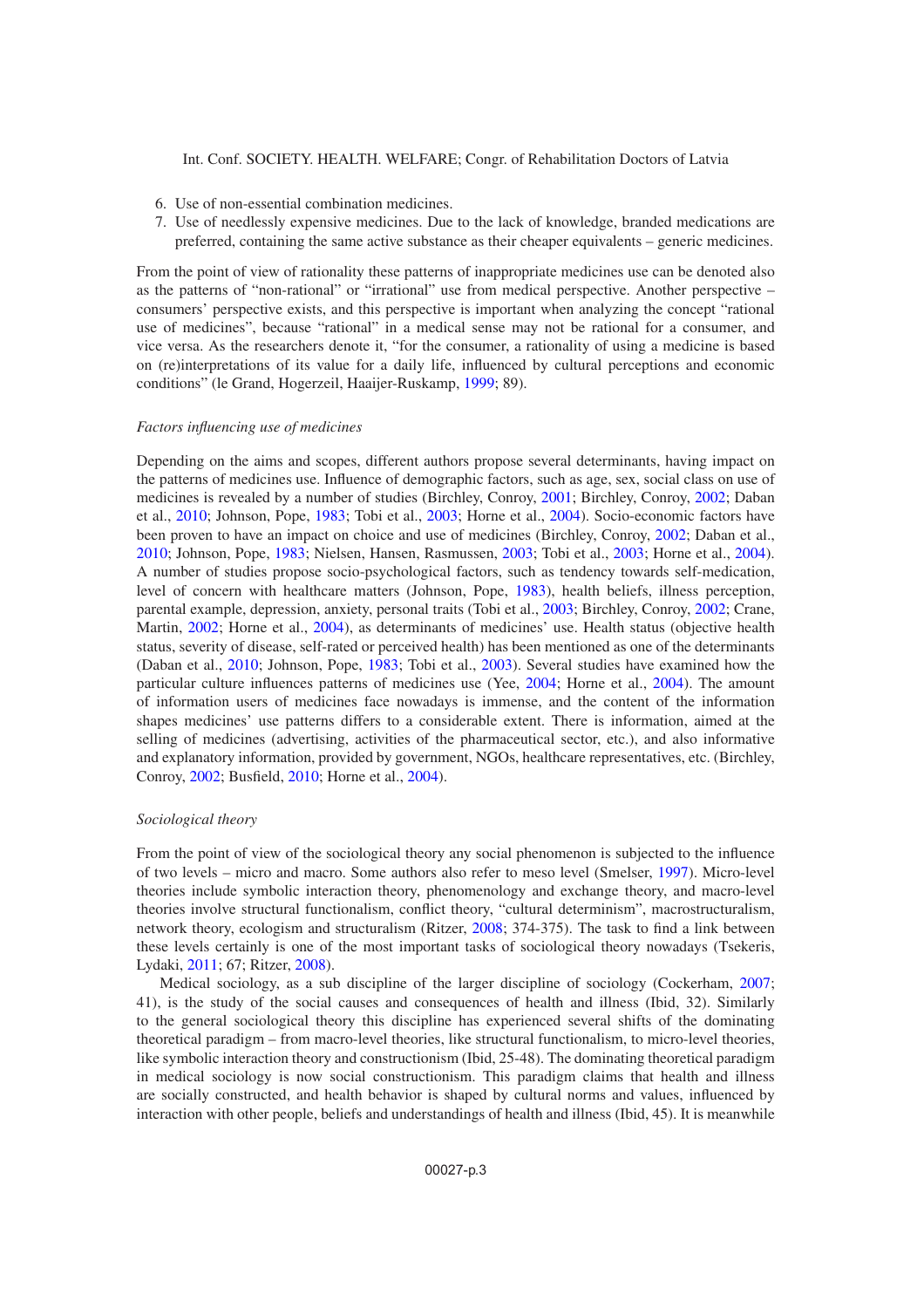6. Use of non-essential combination medicines.
7. Use of needlessly expensive medicines. Due to the lack of knowledge, branded medications are preferred, containing the same active substance as their cheaper equivalents – generic medicines.

From the point of view of rationality these patterns of inappropriate medicines use can be denoted also as the patterns of "non-rational" or "irrational" use from medical perspective. Another perspective – consumers' perspective exists, and this perspective is important when analyzing the concept "rational use of medicines", because "rational" in a medical sense may not be rational for a consumer, and vice versa. As the researchers denote it, "for the consumer, a rationality of using a medicine is based on (re)interpretations of its value for a daily life, influenced by cultural perceptions and economic conditions" (le Grand, Hogerzeil, Haaijer-Ruskamp, 1999; 89).

*Factors influencing use of medicines*

Depending on the aims and scopes, different authors propose several determinants, having impact on the patterns of medicines use. Influence of demographic factors, such as age, sex, social class on use of medicines is revealed by a number of studies (Birchley, Conroy, 2001; Birchley, Conroy, 2002; Daban et al., 2010; Johnson, Pope, 1983; Tobi et al., 2003; Horne et al., 2004). Socio-economic factors have been proven to have an impact on choice and use of medicines (Birchley, Conroy, 2002; Daban et al., 2010; Johnson, Pope, 1983; Nielsen, Hansen, Rasmussen, 2003; Tobi et al., 2003; Horne et al., 2004). A number of studies propose socio-psychological factors, such as tendency towards self-medication, level of concern with healthcare matters (Johnson, Pope, 1983), health beliefs, illness perception, parental example, depression, anxiety, personal traits (Tobi et al., 2003; Birchley, Conroy, 2002; Crane, Martin, 2002; Horne et al., 2004), as determinants of medicines' use. Health status (objective health status, severity of disease, self-rated or perceived health) has been mentioned as one of the determinants (Daban et al., 2010; Johnson, Pope, 1983; Tobi et al., 2003). Several studies have examined how the particular culture influences patterns of medicines use (Yee, 2004; Horne et al., 2004). The amount of information users of medicines face nowadays is immense, and the content of the information shapes medicines' use patterns differs to a considerable extent. There is information, aimed at the selling of medicines (advertising, activities of the pharmaceutical sector, etc.), and also informative and explanatory information, provided by government, NGOs, healthcare representatives, etc. (Birchley, Conroy, 2002; Busfield, 2010; Horne et al., 2004).

*Sociological theory*

From the point of view of the sociological theory any social phenomenon is subjected to the influence of two levels – micro and macro. Some authors also refer to meso level (Smelser, 1997). Micro-level theories include symbolic interaction theory, phenomenology and exchange theory, and macro-level theories involve structural functionalism, conflict theory, "cultural determinism", macrostructuralism, network theory, ecologism and structuralism (Ritzer, 2008; 374-375). The task to find a link between these levels certainly is one of the most important tasks of sociological theory nowadays (Tsekeris, Lydaki, 2011; 67; Ritzer, 2008).

Medical sociology, as a sub discipline of the larger discipline of sociology (Cockerham, 2007; 41), is the study of the social causes and consequences of health and illness (Ibid, 32). Similarly to the general sociological theory this discipline has experienced several shifts of the dominating theoretical paradigm – from macro-level theories, like structural functionalism, to micro-level theories, like symbolic interaction theory and constructionism (Ibid, 25-48). The dominating theoretical paradigm in medical sociology is now social constructionism. This paradigm claims that health and illness are socially constructed, and health behavior is shaped by cultural norms and values, influenced by interaction with other people, beliefs and understandings of health and illness (Ibid, 45). It is meanwhile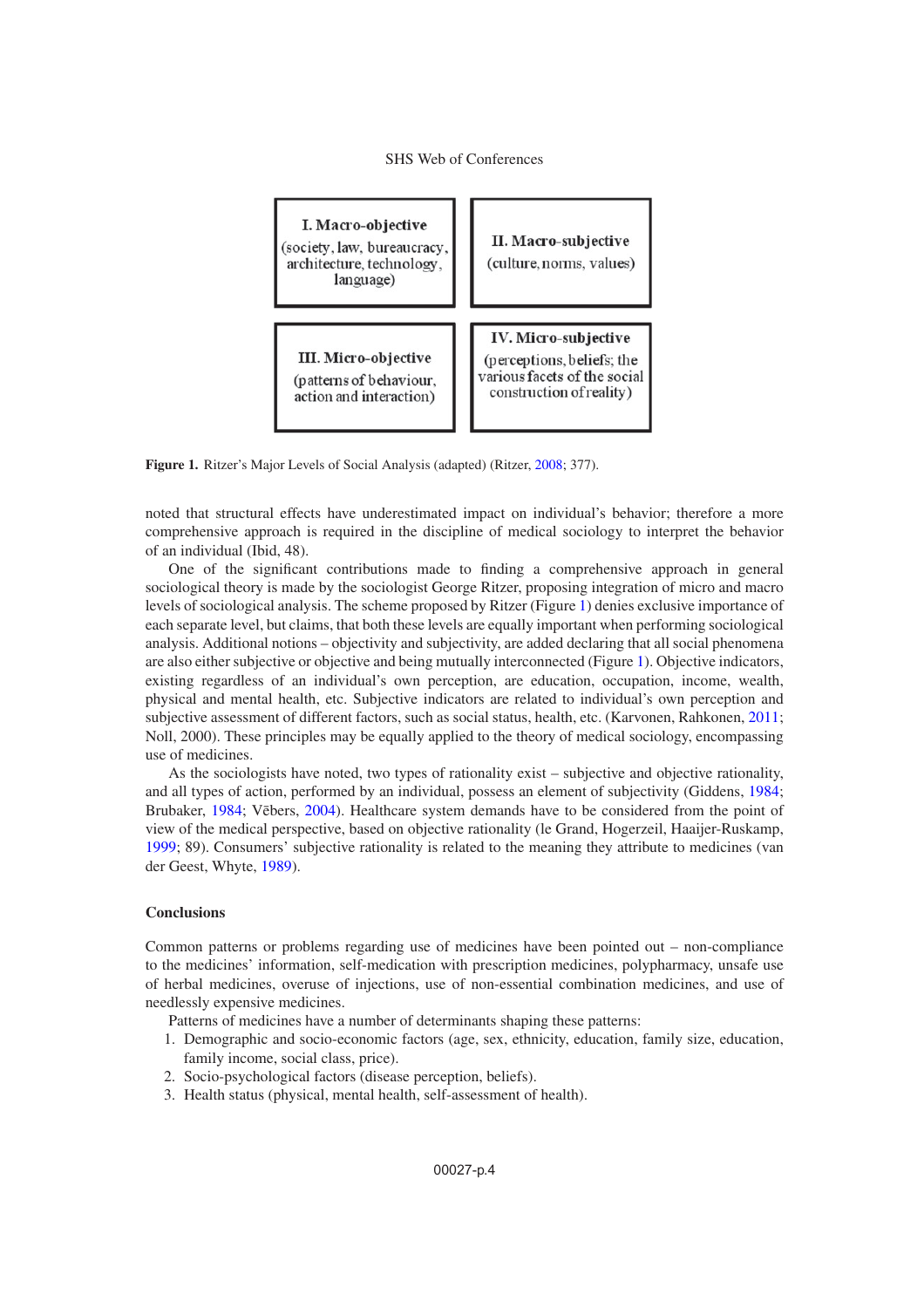| I. Macro-objective (society, law, bureaucracy, architecture, technology, language) | II. Macro-subjective (culture, norms, values) |
| --- | --- |
| III. Micro-objective (patterns of behaviour, action and interaction) | IV. Micro-subjective (perceptions, beliefs; the various facets of the social construction of reality) |

**Figure 1.** Ritzer's Major Levels of Social Analysis (adapted) (Ritzer, 2008; 377).

noted that structural effects have underestimated impact on individual's behavior; therefore a more comprehensive approach is required in the discipline of medical sociology to interpret the behavior of an individual (Ibid, 48).

One of the significant contributions made to finding a comprehensive approach in general sociological theory is made by the sociologist George Ritzer, proposing integration of micro and macro levels of sociological analysis. The scheme proposed by Ritzer (Figure 1) denies exclusive importance of each separate level, but claims, that both these levels are equally important when performing sociological analysis. Additional notions – objectivity and subjectivity, are added declaring that all social phenomena are also either subjective or objective and being mutually interconnected (Figure 1). Objective indicators, existing regardless of an individual's own perception, are education, occupation, income, wealth, physical and mental health, etc. Subjective indicators are related to individual's own perception and subjective assessment of different factors, such as social status, health, etc. (Karvonen, Rahkonen, 2011; Noll, 2000). These principles may be equally applied to the theory of medical sociology, encompassing use of medicines.

As the sociologists have noted, two types of rationality exist – subjective and objective rationality, and all types of action, performed by an individual, possess an element of subjectivity (Giddens, 1984; Brubaker, 1984; Vēbers, 2004). Healthcare system demands have to be considered from the point of view of the medical perspective, based on objective rationality (le Grand, Hogerzeil, Haaijer-Ruskamp, 1999; 89). Consumers' subjective rationality is related to the meaning they attribute to medicines (van der Geest, Whyte, 1989).

## Conclusions

Common patterns or problems regarding use of medicines have been pointed out – non-compliance to the medicines' information, self-medication with prescription medicines, polypharmacy, unsafe use of herbal medicines, overuse of injections, use of non-essential combination medicines, and use of needlessly expensive medicines.

Patterns of medicines have a number of determinants shaping these patterns:

1. Demographic and socio-economic factors (age, sex, ethnicity, education, family size, education, family income, social class, price).
2. Socio-psychological factors (disease perception, beliefs).
3. Health status (physical, mental health, self-assessment of health).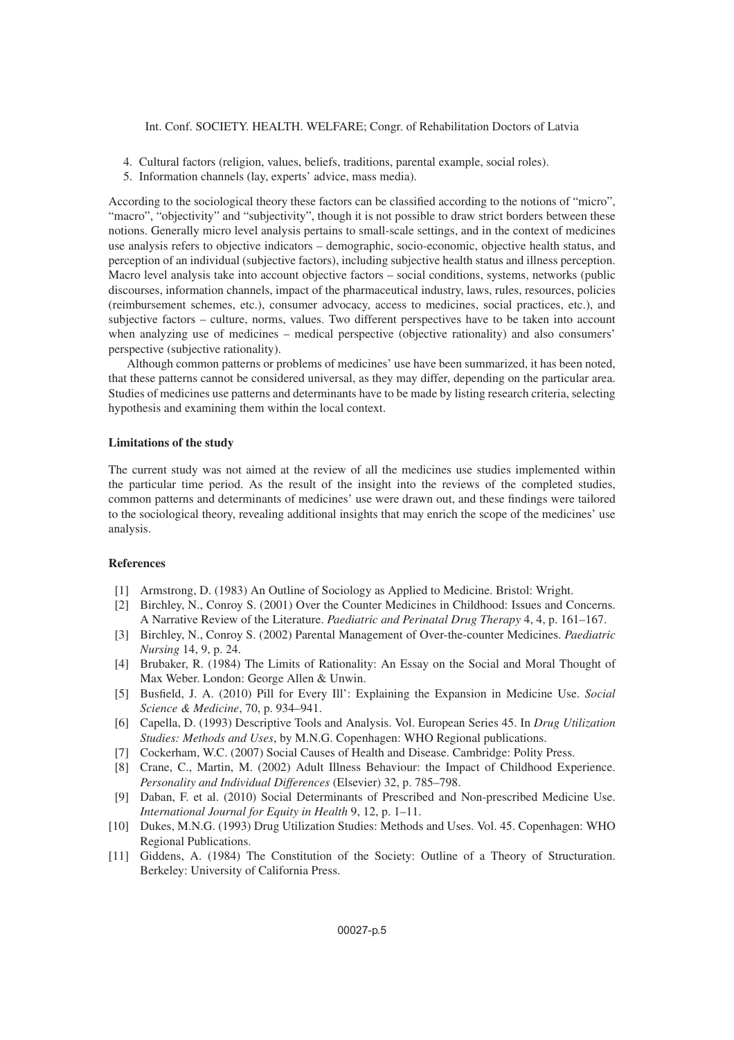4. Cultural factors (religion, values, beliefs, traditions, parental example, social roles).
5. Information channels (lay, experts' advice, mass media).

According to the sociological theory these factors can be classified according to the notions of "micro", "macro", "objectivity" and "subjectivity", though it is not possible to draw strict borders between these notions. Generally micro level analysis pertains to small-scale settings, and in the context of medicines use analysis refers to objective indicators – demographic, socio-economic, objective health status, and perception of an individual (subjective factors), including subjective health status and illness perception. Macro level analysis take into account objective factors – social conditions, systems, networks (public discourses, information channels, impact of the pharmaceutical industry, laws, rules, resources, policies (reimbursement schemes, etc.), consumer advocacy, access to medicines, social practices, etc.), and subjective factors – culture, norms, values. Two different perspectives have to be taken into account when analyzing use of medicines – medical perspective (objective rationality) and also consumers' perspective (subjective rationality).

Although common patterns or problems of medicines' use have been summarized, it has been noted, that these patterns cannot be considered universal, as they may differ, depending on the particular area. Studies of medicines use patterns and determinants have to be made by listing research criteria, selecting hypothesis and examining them within the local context.

### Limitations of the study

The current study was not aimed at the review of all the medicines use studies implemented within the particular time period. As the result of the insight into the reviews of the completed studies, common patterns and determinants of medicines' use were drawn out, and these findings were tailored to the sociological theory, revealing additional insights that may enrich the scope of the medicines' use analysis.

### References

[1] Armstrong, D. (1983) An Outline of Sociology as Applied to Medicine. Bristol: Wright.

[2] Birchley, N., Conroy S. (2001) Over the Counter Medicines in Childhood: Issues and Concerns. A Narrative Review of the Literature. *Paediatric and Perinatal Drug Therapy* 4, 4, p. 161–167.

[3] Birchley, N., Conroy S. (2002) Parental Management of Over-the-counter Medicines. *Paediatric Nursing* 14, 9, p. 24.

[4] Brubaker, R. (1984) The Limits of Rationality: An Essay on the Social and Moral Thought of Max Weber. London: George Allen & Unwin.

[5] Busfield, J. A. (2010) Pill for Every Ill': Explaining the Expansion in Medicine Use. *Social Science & Medicine*, 70, p. 934–941.

[6] Capella, D. (1993) Descriptive Tools and Analysis. Vol. European Series 45. In *Drug Utilization Studies: Methods and Uses*, by M.N.G. Copenhagen: WHO Regional publications.

[7] Cockerham, W.C. (2007) Social Causes of Health and Disease. Cambridge: Polity Press.

[8] Crane, C., Martin, M. (2002) Adult Illness Behaviour: the Impact of Childhood Experience. *Personality and Individual Differences* (Elsevier) 32, p. 785–798.

[9] Daban, F. et al. (2010) Social Determinants of Prescribed and Non-prescribed Medicine Use. *International Journal for Equity in Health* 9, 12, p. 1–11.

[10] Dukes, M.N.G. (1993) Drug Utilization Studies: Methods and Uses. Vol. 45. Copenhagen: WHO Regional Publications.

[11] Giddens, A. (1984) The Constitution of the Society: Outline of a Theory of Structuration. Berkeley: University of California Press.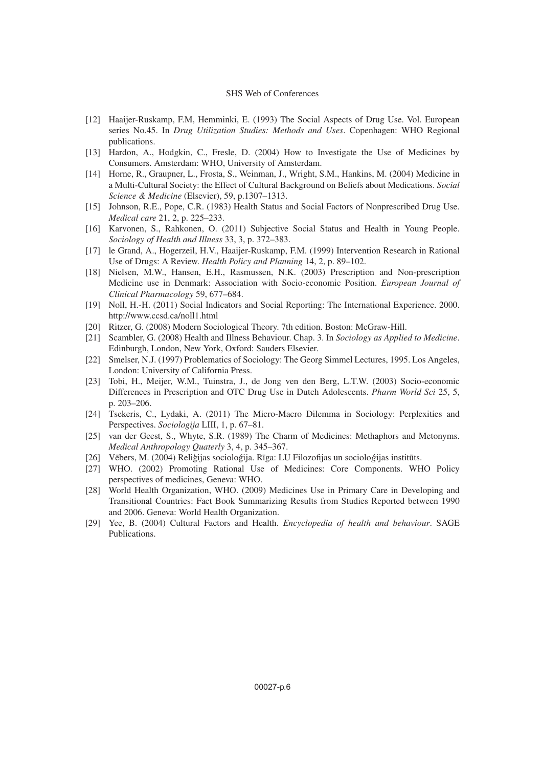[12] Haaijer-Ruskamp, F.M, Hemminki, E. (1993) The Social Aspects of Drug Use. Vol. European series No.45. In *Drug Utilization Studies: Methods and Uses*. Copenhagen: WHO Regional publications.

[13] Hardon, A., Hodgkin, C., Fresle, D. (2004) How to Investigate the Use of Medicines by Consumers. Amsterdam: WHO, University of Amsterdam.

[14] Horne, R., Graupner, L., Frosta, S., Weinman, J., Wright, S.M., Hankins, M. (2004) Medicine in a Multi-Cultural Society: the Effect of Cultural Background on Beliefs about Medications. *Social Science & Medicine* (Elsevier), 59, p.1307–1313.

[15] Johnson, R.E., Pope, C.R. (1983) Health Status and Social Factors of Nonprescribed Drug Use. *Medical care* 21, 2, p. 225–233.

[16] Karvonen, S., Rahkonen, O. (2011) Subjective Social Status and Health in Young People. *Sociology of Health and Illness* 33, 3, p. 372–383.

[17] le Grand, A., Hogerzeil, H.V., Haaijer-Ruskamp, F.M. (1999) Intervention Research in Rational Use of Drugs: A Review. *Health Policy and Planning* 14, 2, p. 89–102.

[18] Nielsen, M.W., Hansen, E.H., Rasmussen, N.K. (2003) Prescription and Non-prescription Medicine use in Denmark: Association with Socio-economic Position. *European Journal of Clinical Pharmacology* 59, 677–684.

[19] Noll, H.-H. (2011) Social Indicators and Social Reporting: The International Experience. 2000. http://www.ccsd.ca/noll1.html

[20] Ritzer, G. (2008) Modern Sociological Theory. 7th edition. Boston: McGraw-Hill.

[21] Scambler, G. (2008) Health and Illness Behaviour. Chap. 3. In *Sociology as Applied to Medicine*. Edinburgh, London, New York, Oxford: Sauders Elsevier.

[22] Smelser, N.J. (1997) Problematics of Sociology: The Georg Simmel Lectures, 1995. Los Angeles, London: University of California Press.

[23] Tobi, H., Meijer, W.M., Tuinstra, J., de Jong ven den Berg, L.T.W. (2003) Socio-economic Differences in Prescription and OTC Drug Use in Dutch Adolescents. *Pharm World Sci* 25, 5, p. 203–206.

[24] Tsekeris, C., Lydaki, A. (2011) The Micro-Macro Dilemma in Sociology: Perplexities and Perspectives. *Sociologija* LIII, 1, p. 67–81.

[25] van der Geest, S., Whyte, S.R. (1989) The Charm of Medicines: Methaphors and Metonyms. *Medical Anthropology Quaterly* 3, 4, p. 345–367.

[26] Vēbers, M. (2004) Reliģijas socioloģija. Rīga: LU Filozofijas un socioloģijas institūts.

[27] WHO. (2002) Promoting Rational Use of Medicines: Core Components. WHO Policy perspectives of medicines, Geneva: WHO.

[28] World Health Organization, WHO. (2009) Medicines Use in Primary Care in Developing and Transitional Countries: Fact Book Summarizing Results from Studies Reported between 1990 and 2006. Geneva: World Health Organization.

[29] Yee, B. (2004) Cultural Factors and Health. *Encyclopedia of health and behaviour*. SAGE Publications.